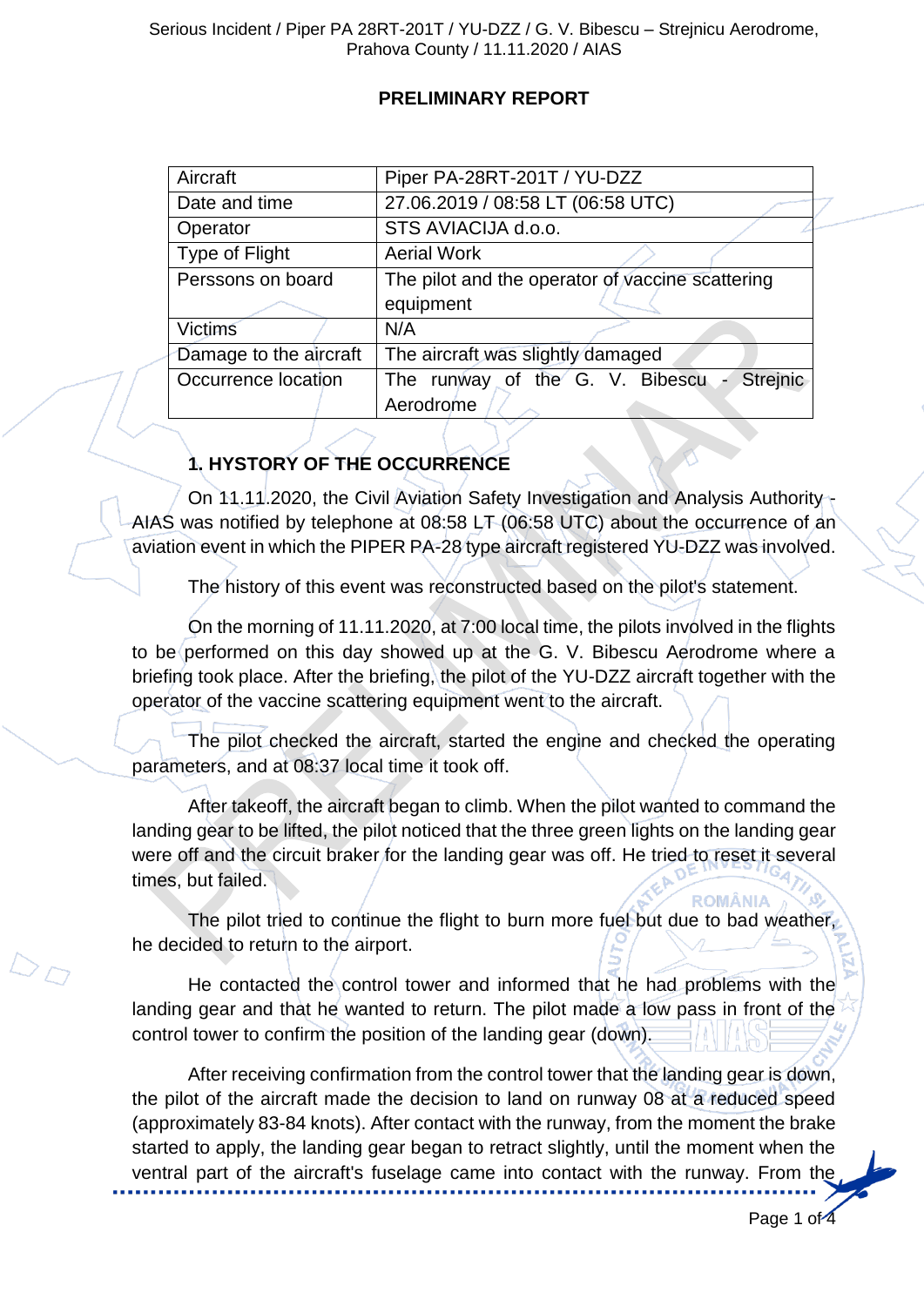**PRELIMINARY REPORT**

| Aircraft | Piper PA-28RT-201T / YU-DZZ |
|---|---|
| Date and time | 27.06.2019 / 08:58 LT (06:58 UTC) |
| Operator | STS AVIACIJA d.o.o. |
| Type of Flight | Aerial Work |
| Perssons on board | The pilot and the operator of vaccine scattering equipment |
| Victims | N/A |
| Damage to the aircraft | The aircraft was slightly damaged |
| Occurrence location | The runway of the G. V. Bibescu - Strejnic Aerodrome |

## 1. HYSTORY OF THE OCCURRENCE

On 11.11.2020, the Civil Aviation Safety Investigation and Analysis Authority - AIAS was notified by telephone at 08:58 LT (06:58 UTC) about the occurrence of an aviation event in which the PIPER PA-28 type aircraft registered YU-DZZ was involved.

The history of this event was reconstructed based on the pilot's statement.

On the morning of 11.11.2020, at 7:00 local time, the pilots involved in the flights to be performed on this day showed up at the G. V. Bibescu Aerodrome where a briefing took place. After the briefing, the pilot of the YU-DZZ aircraft together with the operator of the vaccine scattering equipment went to the aircraft.

The pilot checked the aircraft, started the engine and checked the operating parameters, and at 08:37 local time it took off.

After takeoff, the aircraft began to climb. When the pilot wanted to command the landing gear to be lifted, the pilot noticed that the three green lights on the landing gear were off and the circuit braker for the landing gear was off. He tried to reset it several times, but failed.

The pilot tried to continue the flight to burn more fuel but due to bad weather, he decided to return to the airport.

He contacted the control tower and informed that he had problems with the landing gear and that he wanted to return. The pilot made a low pass in front of the control tower to confirm the position of the landing gear (down).

After receiving confirmation from the control tower that the landing gear is down, the pilot of the aircraft made the decision to land on runway 08 at a reduced speed (approximately 83-84 knots). After contact with the runway, from the moment the brake started to apply, the landing gear began to retract slightly, until the moment when the ventral part of the aircraft's fuselage came into contact with the runway. From the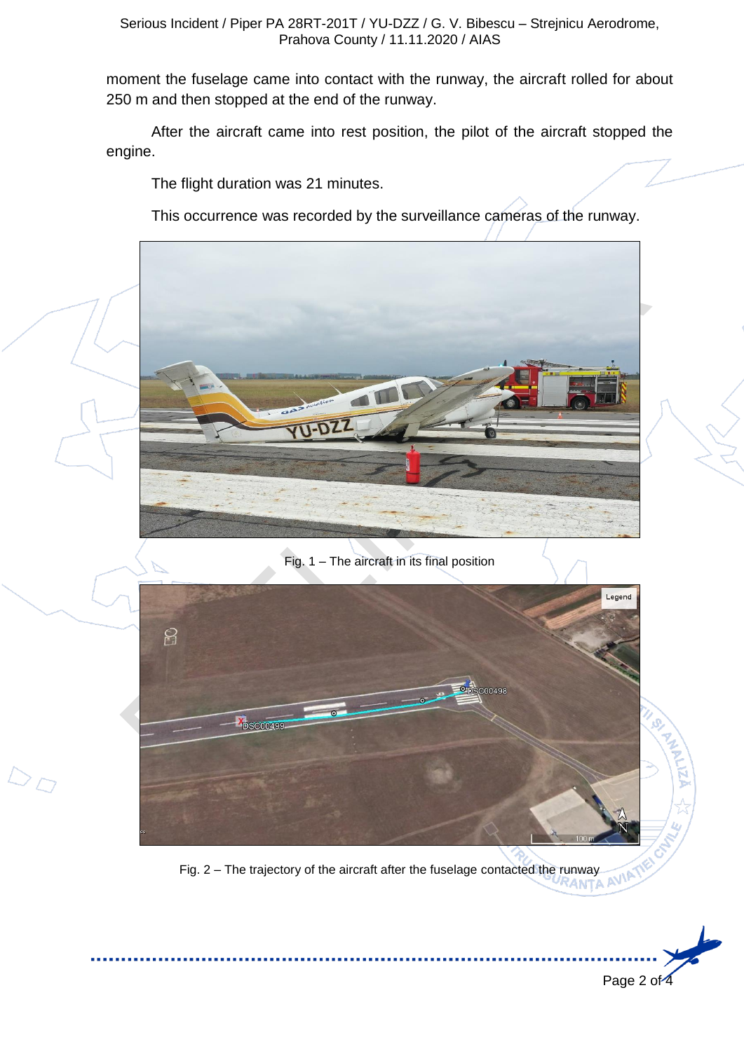moment the fuselage came into contact with the runway, the aircraft rolled for about 250 m and then stopped at the end of the runway.

After the aircraft came into rest position, the pilot of the aircraft stopped the engine.

The flight duration was 21 minutes.

This occurrence was recorded by the surveillance cameras of the runway.

Fig. 1 – The aircraft in its final position

Fig. 2 – The trajectory of the aircraft after the fuselage contacted the runway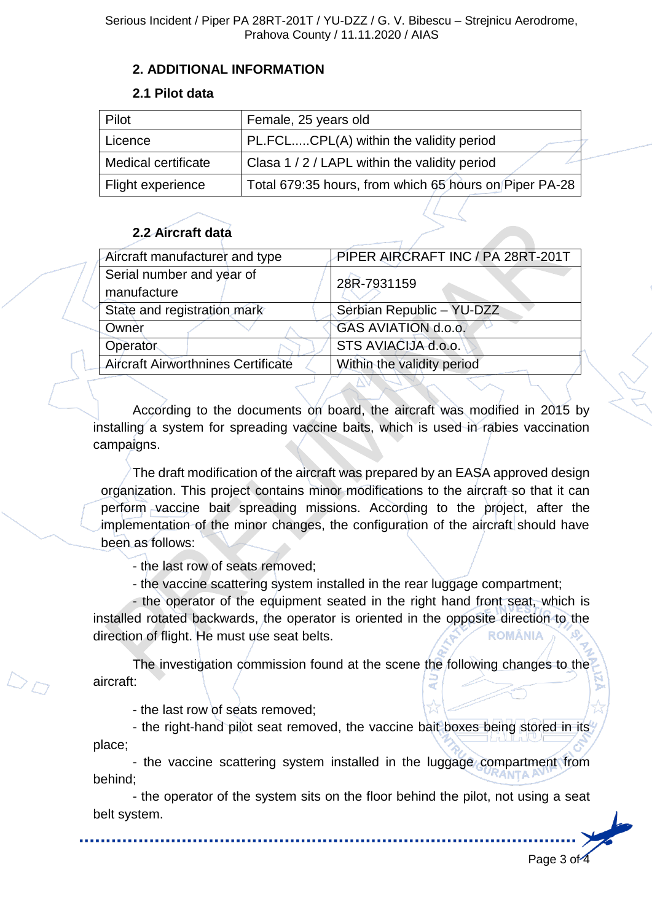## 2. ADDITIONAL INFORMATION

### 2.1 Pilot data

| Pilot | Female, 25 years old |
|---|---|
| Licence | PL.FCL.....CPL(A) within the validity period |
| Medical certificate | Clasa 1 / 2 / LAPL within the validity period |
| Flight experience | Total 679:35 hours, from which 65 hours on Piper PA-28 |

### 2.2 Aircraft data

| Aircraft manufacturer and type | PIPER AIRCRAFT INC / PA 28RT-201T |
|---|---|
| Serial number and year of manufacture | 28R-7931159 |
| State and registration mark | Serbian Republic – YU-DZZ |
| Owner | GAS AVIATION d.o.o. |
| Operator | STS AVIACIJA d.o.o. |
| Aircraft Airworthnines Certificate | Within the validity period |

According to the documents on board, the aircraft was modified in 2015 by installing a system for spreading vaccine baits, which is used in rabies vaccination campaigns.

The draft modification of the aircraft was prepared by an EASA approved design organization. This project contains minor modifications to the aircraft so that it can perform vaccine bait spreading missions. According to the project, after the implementation of the minor changes, the configuration of the aircraft should have been as follows:

- the last row of seats removed;
- the vaccine scattering system installed in the rear luggage compartment;
- the operator of the equipment seated in the right hand front seat, which is installed rotated backwards, the operator is oriented in the opposite direction to the direction of flight. He must use seat belts.

The investigation commission found at the scene the following changes to the aircraft:

- the last row of seats removed;
- the right-hand pilot seat removed, the vaccine bait boxes being stored in its place;
- the vaccine scattering system installed in the luggage compartment from behind;
- the operator of the system sits on the floor behind the pilot, not using a seat belt system.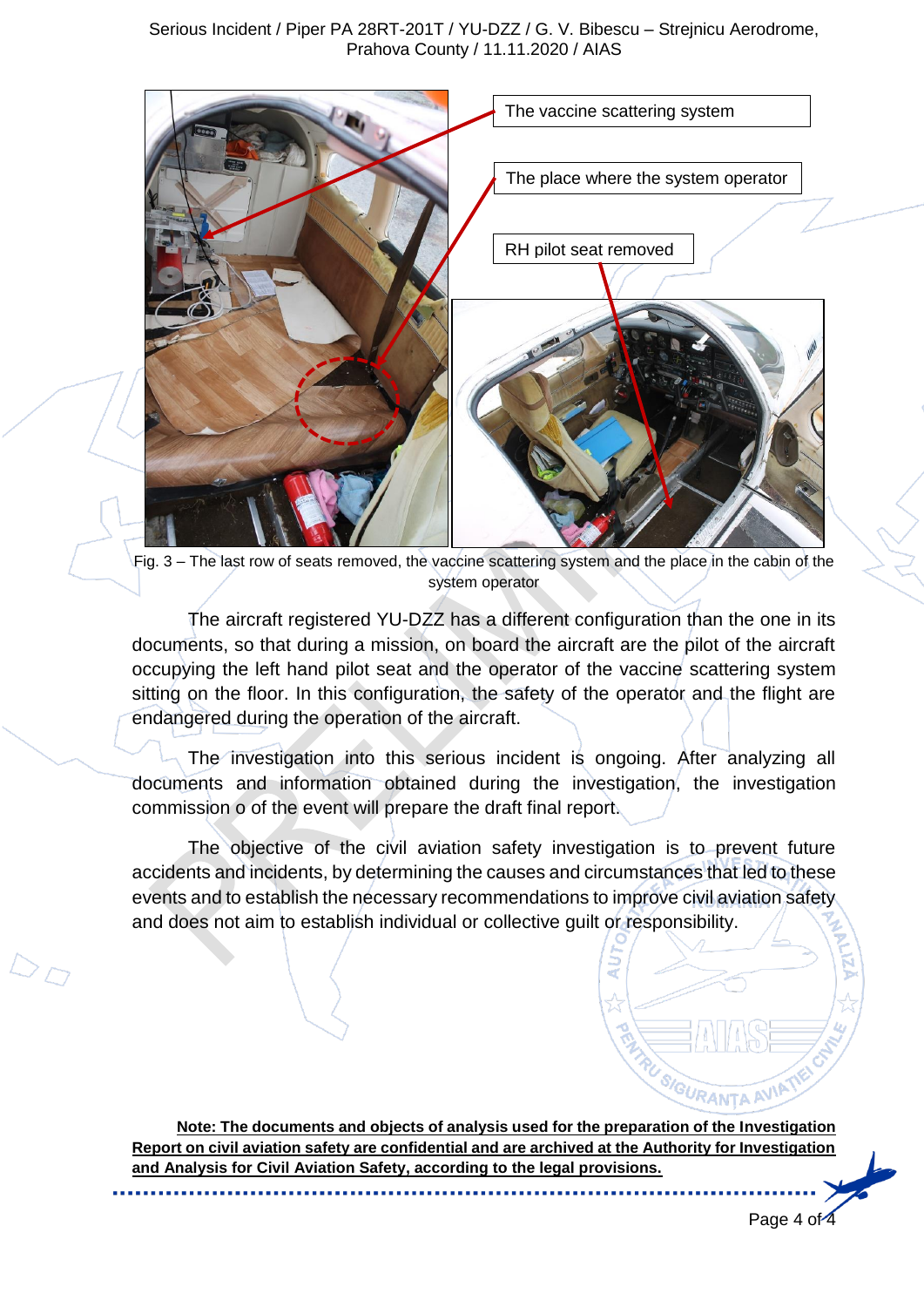The vaccine scattering system

The place where the system operator

RH pilot seat removed

Fig. 3 – The last row of seats removed, the vaccine scattering system and the place in the cabin of the system operator

The aircraft registered YU-DZZ has a different configuration than the one in its documents, so that during a mission, on board the aircraft are the pilot of the aircraft occupying the left hand pilot seat and the operator of the vaccine scattering system sitting on the floor. In this configuration, the safety of the operator and the flight are endangered during the operation of the aircraft.

The investigation into this serious incident is ongoing. After analyzing all documents and information obtained during the investigation, the investigation commission o of the event will prepare the draft final report.

The objective of the civil aviation safety investigation is to prevent future accidents and incidents, by determining the causes and circumstances that led to these events and to establish the necessary recommendations to improve civil aviation safety and does not aim to establish individual or collective guilt or responsibility.

**Note: The documents and objects of analysis used for the preparation of the Investigation Report on civil aviation safety are confidential and are archived at the Authority for Investigation and Analysis for Civil Aviation Safety, according to the legal provisions.**